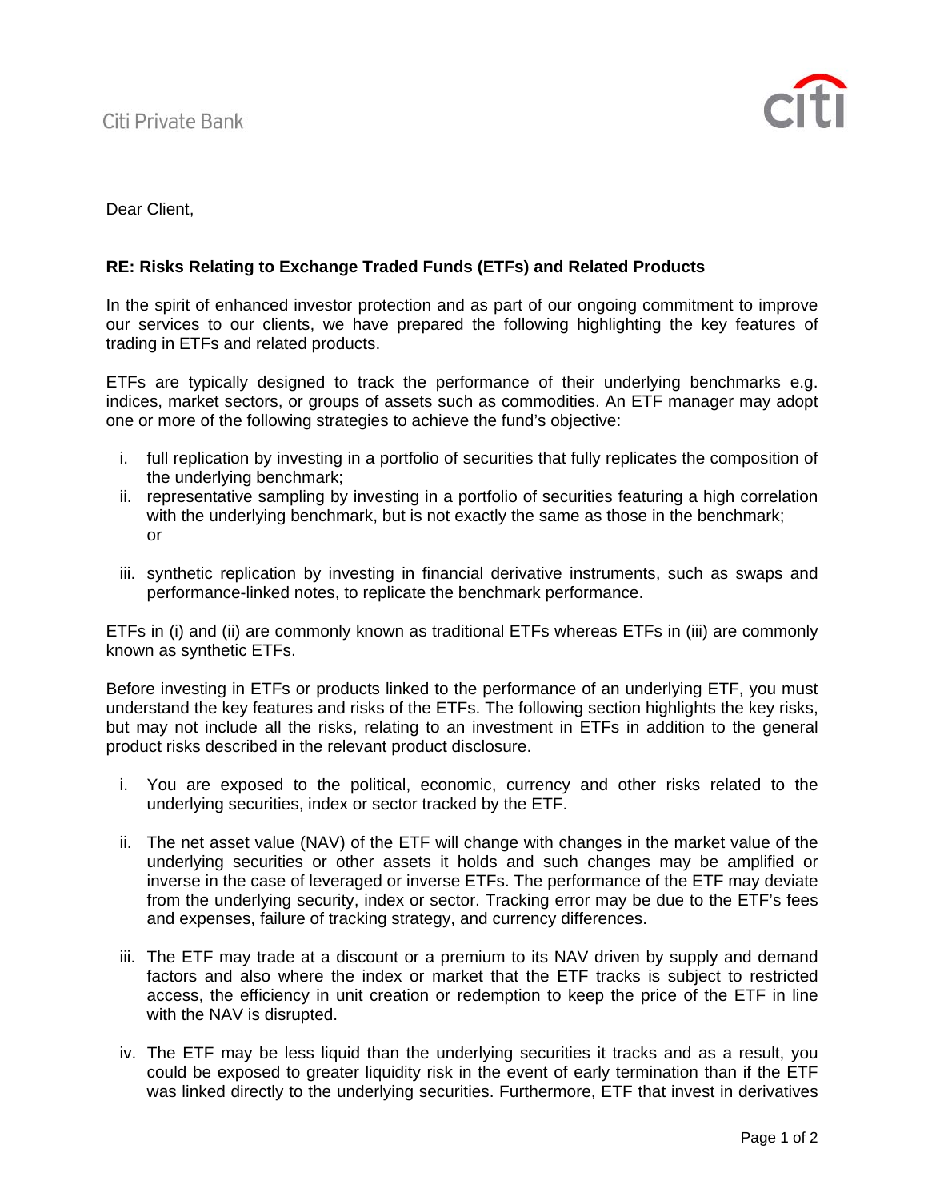Citi Private Bank

Dear Client,

**RE: Risks Relating to Exchange Traded Funds (ETFs) and Related Products**

In the spirit of enhanced investor protection and as part of our ongoing commitment to improve our services to our clients, we have prepared the following highlighting the key features of trading in ETFs and related products.

ETFs are typically designed to track the performance of their underlying benchmarks e.g. indices, market sectors, or groups of assets such as commodities. An ETF manager may adopt one or more of the following strategies to achieve the fund's objective:

i. full replication by investing in a portfolio of securities that fully replicates the composition of the underlying benchmark;
ii. representative sampling by investing in a portfolio of securities featuring a high correlation with the underlying benchmark, but is not exactly the same as those in the benchmark; or
iii. synthetic replication by investing in financial derivative instruments, such as swaps and performance-linked notes, to replicate the benchmark performance.

ETFs in (i) and (ii) are commonly known as traditional ETFs whereas ETFs in (iii) are commonly known as synthetic ETFs.

Before investing in ETFs or products linked to the performance of an underlying ETF, you must understand the key features and risks of the ETFs. The following section highlights the key risks, but may not include all the risks, relating to an investment in ETFs in addition to the general product risks described in the relevant product disclosure.

i. You are exposed to the political, economic, currency and other risks related to the underlying securities, index or sector tracked by the ETF.

ii. The net asset value (NAV) of the ETF will change with changes in the market value of the underlying securities or other assets it holds and such changes may be amplified or inverse in the case of leveraged or inverse ETFs. The performance of the ETF may deviate from the underlying security, index or sector. Tracking error may be due to the ETF's fees and expenses, failure of tracking strategy, and currency differences.

iii. The ETF may trade at a discount or a premium to its NAV driven by supply and demand factors and also where the index or market that the ETF tracks is subject to restricted access, the efficiency in unit creation or redemption to keep the price of the ETF in line with the NAV is disrupted.

iv. The ETF may be less liquid than the underlying securities it tracks and as a result, you could be exposed to greater liquidity risk in the event of early termination than if the ETF was linked directly to the underlying securities. Furthermore, ETF that invest in derivatives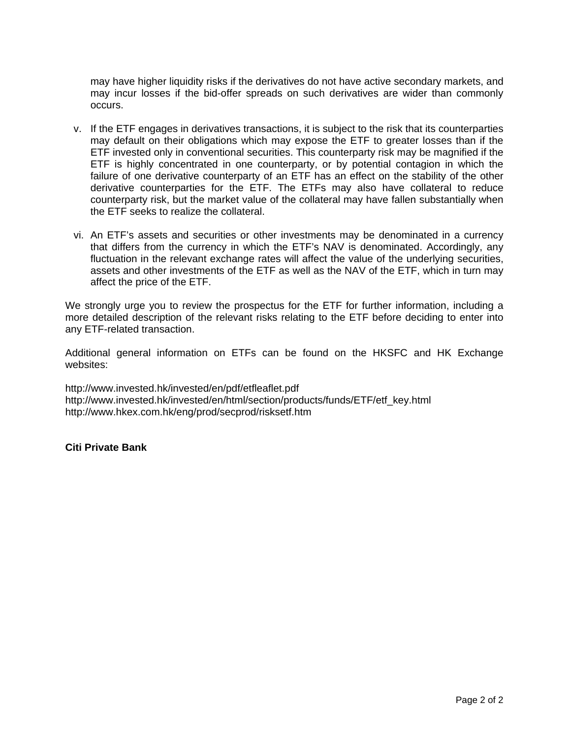may have higher liquidity risks if the derivatives do not have active secondary markets, and may incur losses if the bid-offer spreads on such derivatives are wider than commonly occurs.

v. If the ETF engages in derivatives transactions, it is subject to the risk that its counterparties may default on their obligations which may expose the ETF to greater losses than if the ETF invested only in conventional securities. This counterparty risk may be magnified if the ETF is highly concentrated in one counterparty, or by potential contagion in which the failure of one derivative counterparty of an ETF has an effect on the stability of the other derivative counterparties for the ETF. The ETFs may also have collateral to reduce counterparty risk, but the market value of the collateral may have fallen substantially when the ETF seeks to realize the collateral.

vi. An ETF's assets and securities or other investments may be denominated in a currency that differs from the currency in which the ETF's NAV is denominated. Accordingly, any fluctuation in the relevant exchange rates will affect the value of the underlying securities, assets and other investments of the ETF as well as the NAV of the ETF, which in turn may affect the price of the ETF.

We strongly urge you to review the prospectus for the ETF for further information, including a more detailed description of the relevant risks relating to the ETF before deciding to enter into any ETF-related transaction.

Additional general information on ETFs can be found on the HKSFC and HK Exchange websites:

http://www.invested.hk/invested/en/pdf/etfleaflet.pdf
http://www.invested.hk/invested/en/html/section/products/funds/ETF/etf_key.html
http://www.hkex.com.hk/eng/prod/secprod/risksetf.htm

**Citi Private Bank**